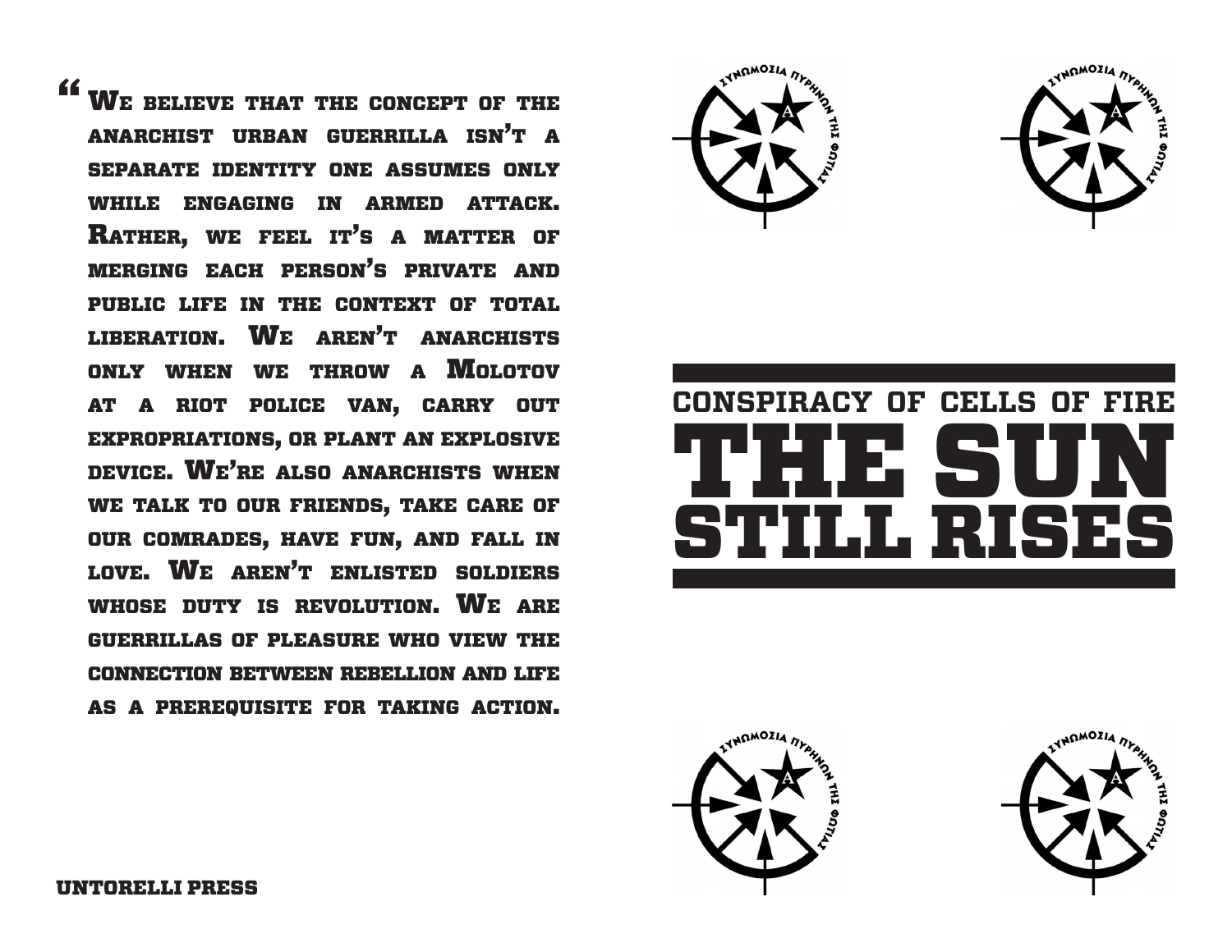"We believe that the concept of the anarchist urban guerrilla isn't a separate identity one assumes only while engaging in armed attack. Rather, we feel it's a matter of merging each person's private and public life in the context of total liberation. We aren't anarchists only when we throw a Molotov at a riot police van, carry out expropriations, or plant an explosive device. We're also anarchists when we talk to our friends, take care of our comrades, have fun, and fall in love. We aren't enlisted soldiers whose duty is revolution. We are guerrillas of pleasure who view the connection between rebellion and life as a prerequisite for taking action.

ΣΥΝΩΜΟΣΙΑ ΠΥΡΗΝΩΝ ΤΗΣ ΦΩΤΙΑΣ

## CONSPIRACY OF CELLS OF FIRE

# THE SUN STILL RISES

ΣΥΝΩΜΟΣΙΑ ΠΥΡΗΝΩΝ ΤΗΣ ΦΩΤΙΑΣ

UNTORELLI PRESS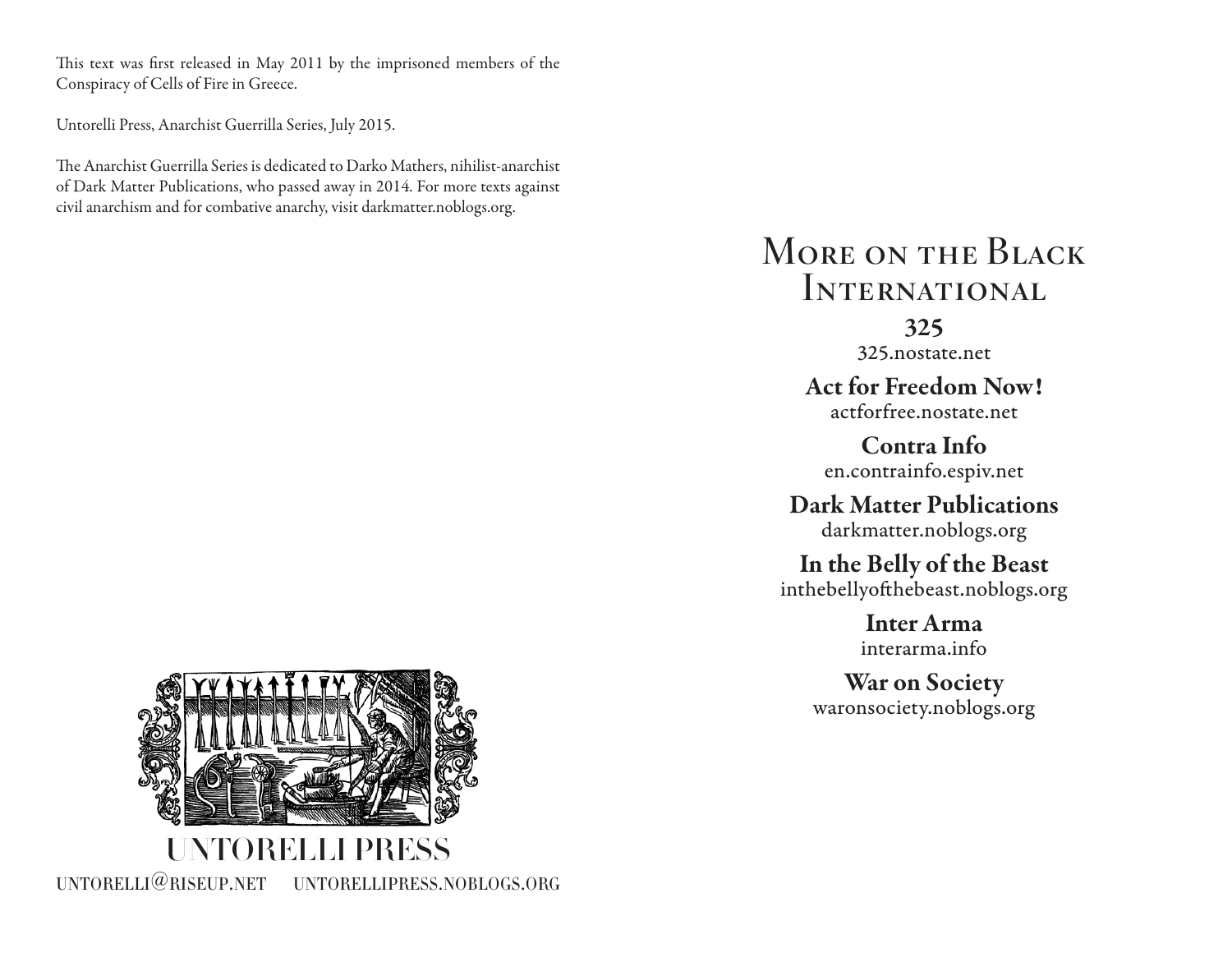This text was first released in May 2011 by the imprisoned members of the Conspiracy of Cells of Fire in Greece.

Untorelli Press, Anarchist Guerrilla Series, July 2015.

The Anarchist Guerrilla Series is dedicated to Darko Mathers, nihilist-anarchist of Dark Matter Publications, who passed away in 2014. For more texts against civil anarchism and for combative anarchy, visit darkmatter.noblogs.org.

UNTORELLI PRESS

UNTORELLI@RISEUP.NET     UNTORELLIPRESS.NOBLOGS.ORG

# More on the Black International

**325**
325.nostate.net

**Act for Freedom Now!**
actforfree.nostate.net

**Contra Info**
en.contrainfo.espiv.net

**Dark Matter Publications**
darkmatter.noblogs.org

**In the Belly of the Beast**
inthebellyofthebeast.noblogs.org

**Inter Arma**
interarma.info

**War on Society**
waronsociety.noblogs.org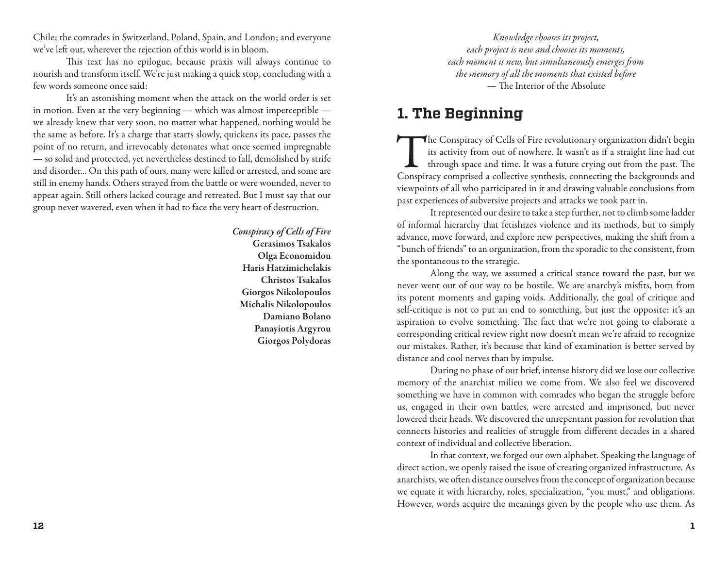Chile; the comrades in Switzerland, Poland, Spain, and London; and everyone we've left out, wherever the rejection of this world is in bloom.

This text has no epilogue, because praxis will always continue to nourish and transform itself. We're just making a quick stop, concluding with a few words someone once said:

It's an astonishing moment when the attack on the world order is set in motion. Even at the very beginning — which was almost imperceptible — we already knew that very soon, no matter what happened, nothing would be the same as before. It's a charge that starts slowly, quickens its pace, passes the point of no return, and irrevocably detonates what once seemed impregnable — so solid and protected, yet nevertheless destined to fall, demolished by strife and disorder... On this path of ours, many were killed or arrested, and some are still in enemy hands. Others strayed from the battle or were wounded, never to appear again. Still others lacked courage and retreated. But I must say that our group never wavered, even when it had to face the very heart of destruction.

***Conspiracy of Cells of Fire***
**Gerasimos Tsakalos**
**Olga Economidou**
**Haris Hatzimichelakis**
**Christos Tsakalos**
**Giorgos Nikolopoulos**
**Michalis Nikolopoulos**
**Damiano Bolano**
**Panayiotis Argyrou**
**Giorgos Polydoras**

*Knowledge chooses its project,*
*each project is new and chooses its moments,*
*each moment is new, but simultaneously emerges from*
*the memory of all the moments that existed before*
— The Interior of the Absolute

## 1. The Beginning

The Conspiracy of Cells of Fire revolutionary organization didn't begin its activity from out of nowhere. It wasn't as if a straight line had cut through space and time. It was a future crying out from the past. The Conspiracy comprised a collective synthesis, connecting the backgrounds and viewpoints of all who participated in it and drawing valuable conclusions from past experiences of subversive projects and attacks we took part in.

It represented our desire to take a step further, not to climb some ladder of informal hierarchy that fetishizes violence and its methods, but to simply advance, move forward, and explore new perspectives, making the shift from a "bunch of friends" to an organization, from the sporadic to the consistent, from the spontaneous to the strategic.

Along the way, we assumed a critical stance toward the past, but we never went out of our way to be hostile. We are anarchy's misfits, born from its potent moments and gaping voids. Additionally, the goal of critique and self-critique is not to put an end to something, but just the opposite: it's an aspiration to evolve something. The fact that we're not going to elaborate a corresponding critical review right now doesn't mean we're afraid to recognize our mistakes. Rather, it's because that kind of examination is better served by distance and cool nerves than by impulse.

During no phase of our brief, intense history did we lose our collective memory of the anarchist milieu we come from. We also feel we discovered something we have in common with comrades who began the struggle before us, engaged in their own battles, were arrested and imprisoned, but never lowered their heads. We discovered the unrepentant passion for revolution that connects histories and realities of struggle from different decades in a shared context of individual and collective liberation.

In that context, we forged our own alphabet. Speaking the language of direct action, we openly raised the issue of creating organized infrastructure. As anarchists, we often distance ourselves from the concept of organization because we equate it with hierarchy, roles, specialization, "you must," and obligations. However, words acquire the meanings given by the people who use them. As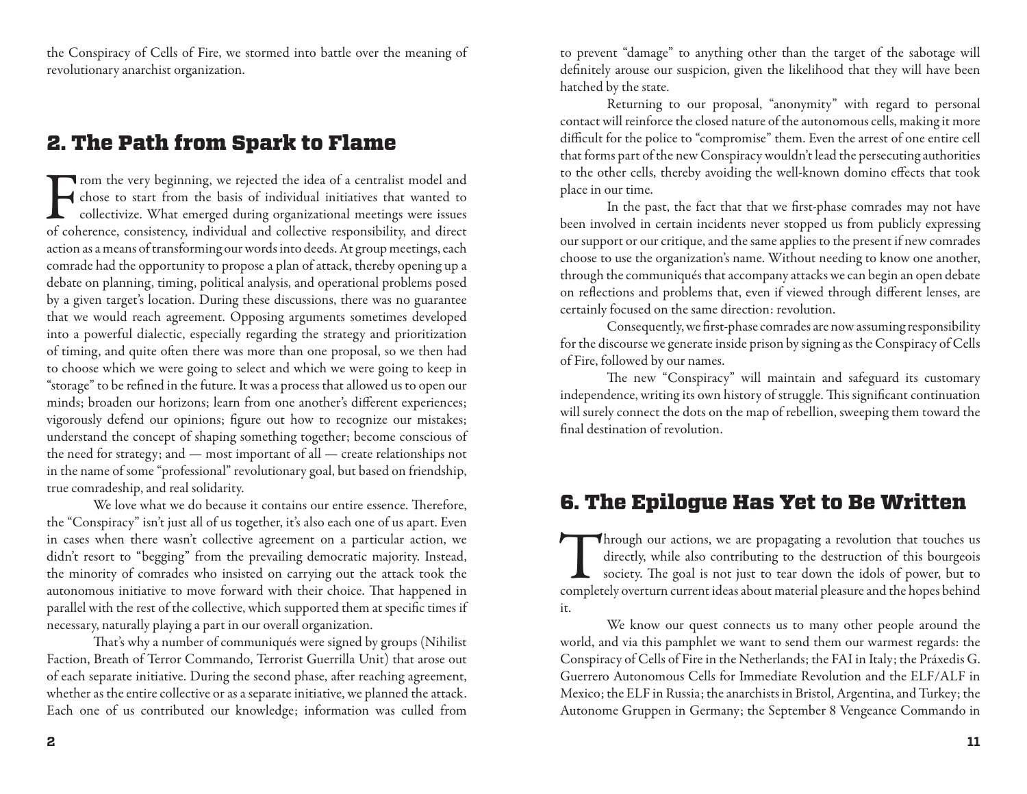the Conspiracy of Cells of Fire, we stormed into battle over the meaning of revolutionary anarchist organization.

## 2. The Path from Spark to Flame

From the very beginning, we rejected the idea of a centralist model and chose to start from the basis of individual initiatives that wanted to collectivize. What emerged during organizational meetings were issues of coherence, consistency, individual and collective responsibility, and direct action as a means of transforming our words into deeds. At group meetings, each comrade had the opportunity to propose a plan of attack, thereby opening up a debate on planning, timing, political analysis, and operational problems posed by a given target's location. During these discussions, there was no guarantee that we would reach agreement. Opposing arguments sometimes developed into a powerful dialectic, especially regarding the strategy and prioritization of timing, and quite often there was more than one proposal, so we then had to choose which we were going to select and which we were going to keep in "storage" to be refined in the future. It was a process that allowed us to open our minds; broaden our horizons; learn from one another's different experiences; vigorously defend our opinions; figure out how to recognize our mistakes; understand the concept of shaping something together; become conscious of the need for strategy; and — most important of all — create relationships not in the name of some "professional" revolutionary goal, but based on friendship, true comradeship, and real solidarity.

We love what we do because it contains our entire essence. Therefore, the "Conspiracy" isn't just all of us together, it's also each one of us apart. Even in cases when there wasn't collective agreement on a particular action, we didn't resort to "begging" from the prevailing democratic majority. Instead, the minority of comrades who insisted on carrying out the attack took the autonomous initiative to move forward with their choice. That happened in parallel with the rest of the collective, which supported them at specific times if necessary, naturally playing a part in our overall organization.

That's why a number of communiqués were signed by groups (Nihilist Faction, Breath of Terror Commando, Terrorist Guerrilla Unit) that arose out of each separate initiative. During the second phase, after reaching agreement, whether as the entire collective or as a separate initiative, we planned the attack. Each one of us contributed our knowledge; information was culled from

to prevent "damage" to anything other than the target of the sabotage will definitely arouse our suspicion, given the likelihood that they will have been hatched by the state.

Returning to our proposal, "anonymity" with regard to personal contact will reinforce the closed nature of the autonomous cells, making it more difficult for the police to "compromise" them. Even the arrest of one entire cell that forms part of the new Conspiracy wouldn't lead the persecuting authorities to the other cells, thereby avoiding the well-known domino effects that took place in our time.

In the past, the fact that that we first-phase comrades may not have been involved in certain incidents never stopped us from publicly expressing our support or our critique, and the same applies to the present if new comrades choose to use the organization's name. Without needing to know one another, through the communiqués that accompany attacks we can begin an open debate on reflections and problems that, even if viewed through different lenses, are certainly focused on the same direction: revolution.

Consequently, we first-phase comrades are now assuming responsibility for the discourse we generate inside prison by signing as the Conspiracy of Cells of Fire, followed by our names.

The new "Conspiracy" will maintain and safeguard its customary independence, writing its own history of struggle. This significant continuation will surely connect the dots on the map of rebellion, sweeping them toward the final destination of revolution.

## 6. The Epilogue Has Yet to Be Written

Through our actions, we are propagating a revolution that touches us directly, while also contributing to the destruction of this bourgeois society. The goal is not just to tear down the idols of power, but to completely overturn current ideas about material pleasure and the hopes behind it.

We know our quest connects us to many other people around the world, and via this pamphlet we want to send them our warmest regards: the Conspiracy of Cells of Fire in the Netherlands; the FAI in Italy; the Práxedis G. Guerrero Autonomous Cells for Immediate Revolution and the ELF/ALF in Mexico; the ELF in Russia; the anarchists in Bristol, Argentina, and Turkey; the Autonome Gruppen in Germany; the September 8 Vengeance Commando in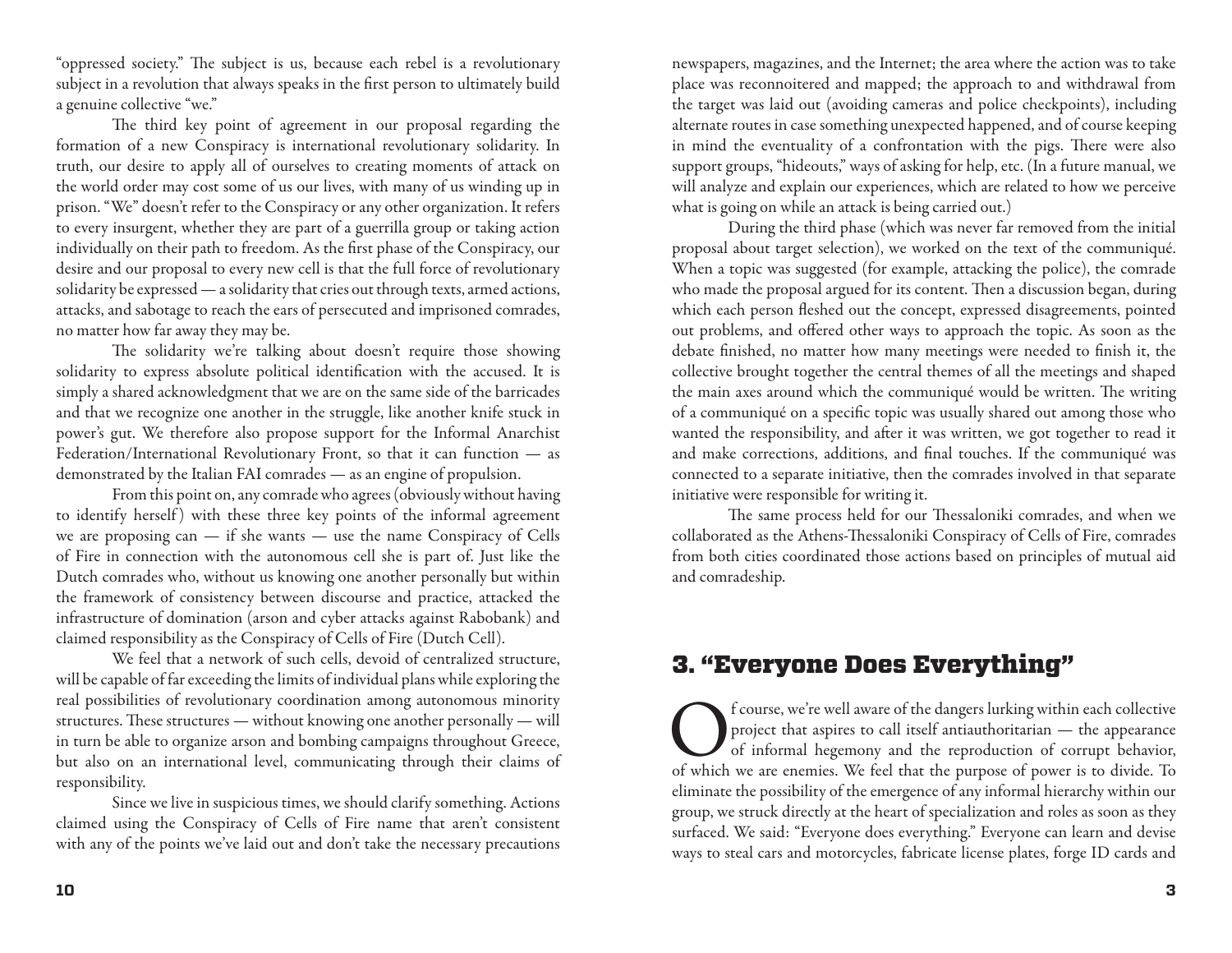"oppressed society." The subject is us, because each rebel is a revolutionary subject in a revolution that always speaks in the first person to ultimately build a genuine collective "we."

The third key point of agreement in our proposal regarding the formation of a new Conspiracy is international revolutionary solidarity. In truth, our desire to apply all of ourselves to creating moments of attack on the world order may cost some of us our lives, with many of us winding up in prison. "We" doesn't refer to the Conspiracy or any other organization. It refers to every insurgent, whether they are part of a guerrilla group or taking action individually on their path to freedom. As the first phase of the Conspiracy, our desire and our proposal to every new cell is that the full force of revolutionary solidarity be expressed — a solidarity that cries out through texts, armed actions, attacks, and sabotage to reach the ears of persecuted and imprisoned comrades, no matter how far away they may be.

The solidarity we're talking about doesn't require those showing solidarity to express absolute political identification with the accused. It is simply a shared acknowledgment that we are on the same side of the barricades and that we recognize one another in the struggle, like another knife stuck in power's gut. We therefore also propose support for the Informal Anarchist Federation/International Revolutionary Front, so that it can function — as demonstrated by the Italian FAI comrades — as an engine of propulsion.

From this point on, any comrade who agrees (obviously without having to identify herself) with these three key points of the informal agreement we are proposing can — if she wants — use the name Conspiracy of Cells of Fire in connection with the autonomous cell she is part of. Just like the Dutch comrades who, without us knowing one another personally but within the framework of consistency between discourse and practice, attacked the infrastructure of domination (arson and cyber attacks against Rabobank) and claimed responsibility as the Conspiracy of Cells of Fire (Dutch Cell).

We feel that a network of such cells, devoid of centralized structure, will be capable of far exceeding the limits of individual plans while exploring the real possibilities of revolutionary coordination among autonomous minority structures. These structures — without knowing one another personally — will in turn be able to organize arson and bombing campaigns throughout Greece, but also on an international level, communicating through their claims of responsibility.

Since we live in suspicious times, we should clarify something. Actions claimed using the Conspiracy of Cells of Fire name that aren't consistent with any of the points we've laid out and don't take the necessary precautions

newspapers, magazines, and the Internet; the area where the action was to take place was reconnoitered and mapped; the approach to and withdrawal from the target was laid out (avoiding cameras and police checkpoints), including alternate routes in case something unexpected happened, and of course keeping in mind the eventuality of a confrontation with the pigs. There were also support groups, "hideouts," ways of asking for help, etc. (In a future manual, we will analyze and explain our experiences, which are related to how we perceive what is going on while an attack is being carried out.)

During the third phase (which was never far removed from the initial proposal about target selection), we worked on the text of the communiqué. When a topic was suggested (for example, attacking the police), the comrade who made the proposal argued for its content. Then a discussion began, during which each person fleshed out the concept, expressed disagreements, pointed out problems, and offered other ways to approach the topic. As soon as the debate finished, no matter how many meetings were needed to finish it, the collective brought together the central themes of all the meetings and shaped the main axes around which the communiqué would be written. The writing of a communiqué on a specific topic was usually shared out among those who wanted the responsibility, and after it was written, we got together to read it and make corrections, additions, and final touches. If the communiqué was connected to a separate initiative, then the comrades involved in that separate initiative were responsible for writing it.

The same process held for our Thessaloniki comrades, and when we collaborated as the Athens-Thessaloniki Conspiracy of Cells of Fire, comrades from both cities coordinated those actions based on principles of mutual aid and comradeship.

## 3. "Everyone Does Everything"

Of course, we're well aware of the dangers lurking within each collective project that aspires to call itself antiauthoritarian — the appearance of informal hegemony and the reproduction of corrupt behavior, of which we are enemies. We feel that the purpose of power is to divide. To eliminate the possibility of the emergence of any informal hierarchy within our group, we struck directly at the heart of specialization and roles as soon as they surfaced. We said: "Everyone does everything." Everyone can learn and devise ways to steal cars and motorcycles, fabricate license plates, forge ID cards and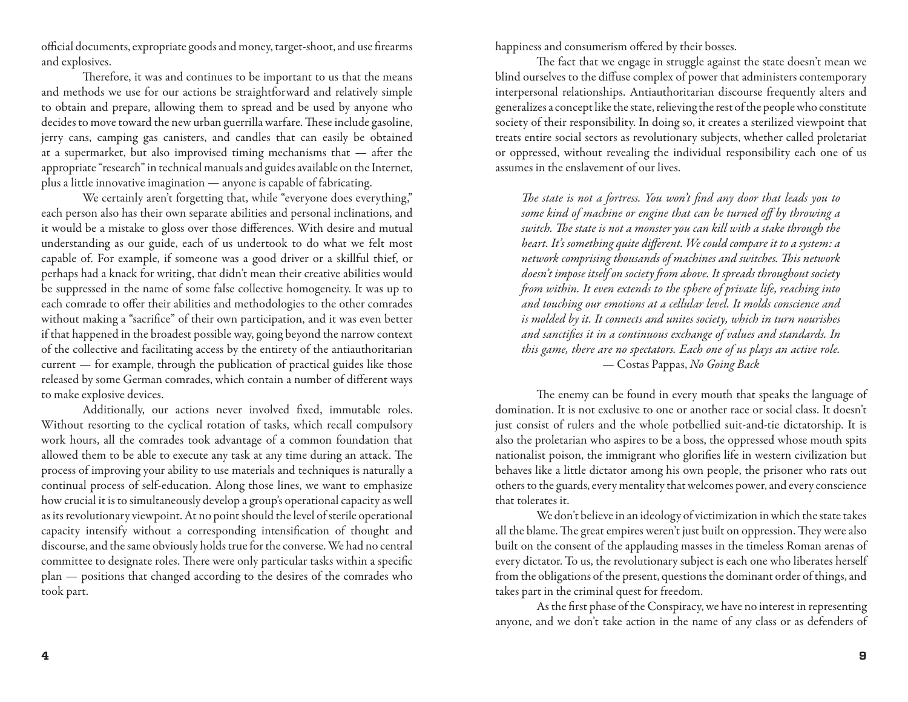official documents, expropriate goods and money, target-shoot, and use firearms and explosives.

Therefore, it was and continues to be important to us that the means and methods we use for our actions be straightforward and relatively simple to obtain and prepare, allowing them to spread and be used by anyone who decides to move toward the new urban guerrilla warfare. These include gasoline, jerry cans, camping gas canisters, and candles that can easily be obtained at a supermarket, but also improvised timing mechanisms that — after the appropriate "research" in technical manuals and guides available on the Internet, plus a little innovative imagination — anyone is capable of fabricating.

We certainly aren't forgetting that, while "everyone does everything," each person also has their own separate abilities and personal inclinations, and it would be a mistake to gloss over those differences. With desire and mutual understanding as our guide, each of us undertook to do what we felt most capable of. For example, if someone was a good driver or a skillful thief, or perhaps had a knack for writing, that didn't mean their creative abilities would be suppressed in the name of some false collective homogeneity. It was up to each comrade to offer their abilities and methodologies to the other comrades without making a "sacrifice" of their own participation, and it was even better if that happened in the broadest possible way, going beyond the narrow context of the collective and facilitating access by the entirety of the antiauthoritarian current — for example, through the publication of practical guides like those released by some German comrades, which contain a number of different ways to make explosive devices.

Additionally, our actions never involved fixed, immutable roles. Without resorting to the cyclical rotation of tasks, which recall compulsory work hours, all the comrades took advantage of a common foundation that allowed them to be able to execute any task at any time during an attack. The process of improving your ability to use materials and techniques is naturally a continual process of self-education. Along those lines, we want to emphasize how crucial it is to simultaneously develop a group's operational capacity as well as its revolutionary viewpoint. At no point should the level of sterile operational capacity intensify without a corresponding intensification of thought and discourse, and the same obviously holds true for the converse. We had no central committee to designate roles. There were only particular tasks within a specific plan — positions that changed according to the desires of the comrades who took part.

happiness and consumerism offered by their bosses.

The fact that we engage in struggle against the state doesn't mean we blind ourselves to the diffuse complex of power that administers contemporary interpersonal relationships. Antiauthoritarian discourse frequently alters and generalizes a concept like the state, relieving the rest of the people who constitute society of their responsibility. In doing so, it creates a sterilized viewpoint that treats entire social sectors as revolutionary subjects, whether called proletariat or oppressed, without revealing the individual responsibility each one of us assumes in the enslavement of our lives.

> *The state is not a fortress. You won't find any door that leads you to some kind of machine or engine that can be turned off by throwing a switch. The state is not a monster you can kill with a stake through the heart. It's something quite different. We could compare it to a system: a network comprising thousands of machines and switches. This network doesn't impose itself on society from above. It spreads throughout society from within. It even extends to the sphere of private life, reaching into and touching our emotions at a cellular level. It molds conscience and is molded by it. It connects and unites society, which in turn nourishes and sanctifies it in a continuous exchange of values and standards. In this game, there are no spectators. Each one of us plays an active role.*
>
> — Costas Pappas, *No Going Back*

The enemy can be found in every mouth that speaks the language of domination. It is not exclusive to one or another race or social class. It doesn't just consist of rulers and the whole potbellied suit-and-tie dictatorship. It is also the proletarian who aspires to be a boss, the oppressed whose mouth spits nationalist poison, the immigrant who glorifies life in western civilization but behaves like a little dictator among his own people, the prisoner who rats out others to the guards, every mentality that welcomes power, and every conscience that tolerates it.

We don't believe in an ideology of victimization in which the state takes all the blame. The great empires weren't just built on oppression. They were also built on the consent of the applauding masses in the timeless Roman arenas of every dictator. To us, the revolutionary subject is each one who liberates herself from the obligations of the present, questions the dominant order of things, and takes part in the criminal quest for freedom.

As the first phase of the Conspiracy, we have no interest in representing anyone, and we don't take action in the name of any class or as defenders of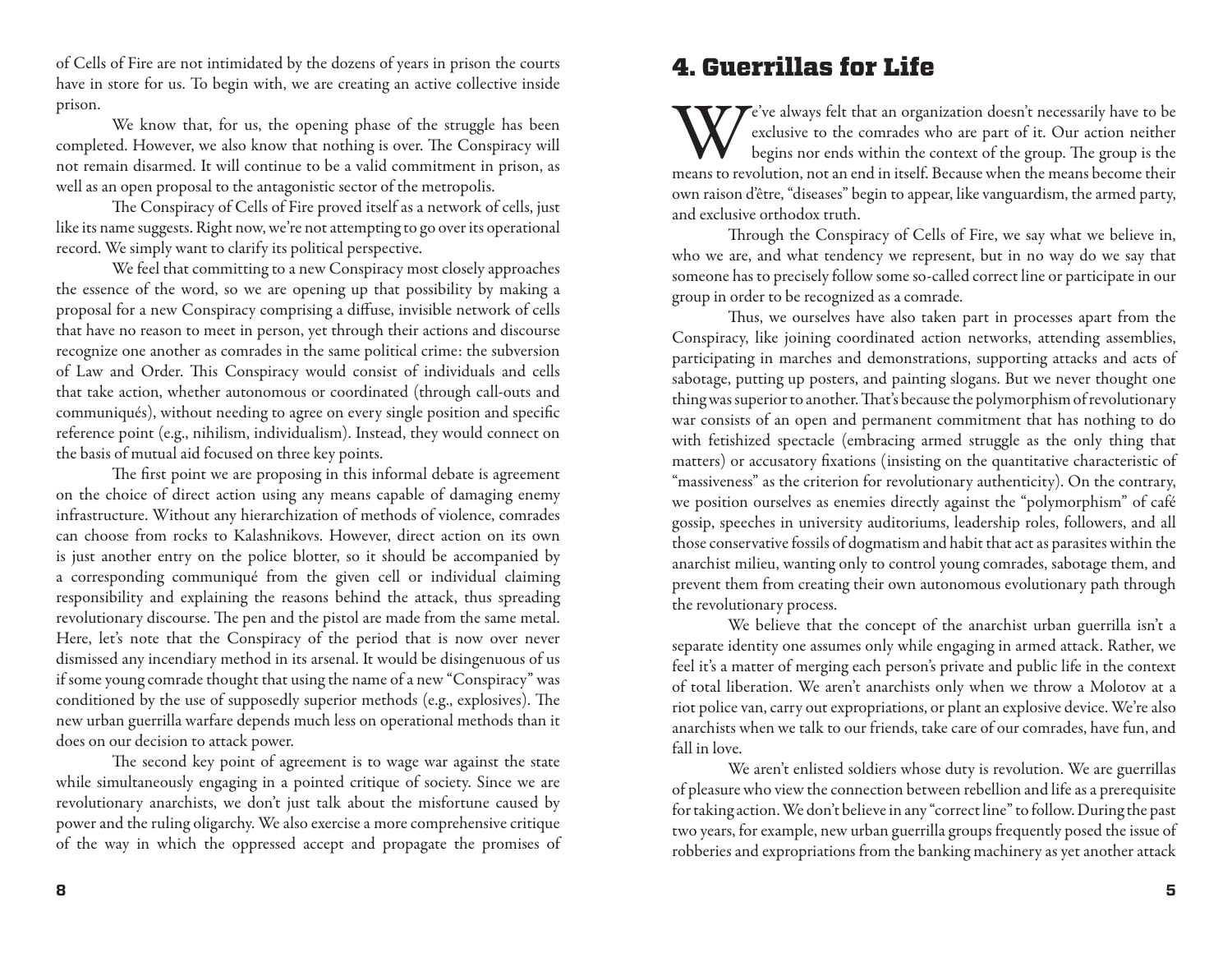of Cells of Fire are not intimidated by the dozens of years in prison the courts have in store for us. To begin with, we are creating an active collective inside prison.

We know that, for us, the opening phase of the struggle has been completed. However, we also know that nothing is over. The Conspiracy will not remain disarmed. It will continue to be a valid commitment in prison, as well as an open proposal to the antagonistic sector of the metropolis.

The Conspiracy of Cells of Fire proved itself as a network of cells, just like its name suggests. Right now, we're not attempting to go over its operational record. We simply want to clarify its political perspective.

We feel that committing to a new Conspiracy most closely approaches the essence of the word, so we are opening up that possibility by making a proposal for a new Conspiracy comprising a diffuse, invisible network of cells that have no reason to meet in person, yet through their actions and discourse recognize one another as comrades in the same political crime: the subversion of Law and Order. This Conspiracy would consist of individuals and cells that take action, whether autonomous or coordinated (through call-outs and communiqués), without needing to agree on every single position and specific reference point (e.g., nihilism, individualism). Instead, they would connect on the basis of mutual aid focused on three key points.

The first point we are proposing in this informal debate is agreement on the choice of direct action using any means capable of damaging enemy infrastructure. Without any hierarchization of methods of violence, comrades can choose from rocks to Kalashnikovs. However, direct action on its own is just another entry on the police blotter, so it should be accompanied by a corresponding communiqué from the given cell or individual claiming responsibility and explaining the reasons behind the attack, thus spreading revolutionary discourse. The pen and the pistol are made from the same metal. Here, let's note that the Conspiracy of the period that is now over never dismissed any incendiary method in its arsenal. It would be disingenuous of us if some young comrade thought that using the name of a new "Conspiracy" was conditioned by the use of supposedly superior methods (e.g., explosives). The new urban guerrilla warfare depends much less on operational methods than it does on our decision to attack power.

The second key point of agreement is to wage war against the state while simultaneously engaging in a pointed critique of society. Since we are revolutionary anarchists, we don't just talk about the misfortune caused by power and the ruling oligarchy. We also exercise a more comprehensive critique of the way in which the oppressed accept and propagate the promises of

## 4. Guerrillas for Life

We've always felt that an organization doesn't necessarily have to be exclusive to the comrades who are part of it. Our action neither begins nor ends within the context of the group. The group is the means to revolution, not an end in itself. Because when the means become their own raison d'être, "diseases" begin to appear, like vanguardism, the armed party, and exclusive orthodox truth.

Through the Conspiracy of Cells of Fire, we say what we believe in, who we are, and what tendency we represent, but in no way do we say that someone has to precisely follow some so-called correct line or participate in our group in order to be recognized as a comrade.

Thus, we ourselves have also taken part in processes apart from the Conspiracy, like joining coordinated action networks, attending assemblies, participating in marches and demonstrations, supporting attacks and acts of sabotage, putting up posters, and painting slogans. But we never thought one thing was superior to another. That's because the polymorphism of revolutionary war consists of an open and permanent commitment that has nothing to do with fetishized spectacle (embracing armed struggle as the only thing that matters) or accusatory fixations (insisting on the quantitative characteristic of "massiveness" as the criterion for revolutionary authenticity). On the contrary, we position ourselves as enemies directly against the "polymorphism" of café gossip, speeches in university auditoriums, leadership roles, followers, and all those conservative fossils of dogmatism and habit that act as parasites within the anarchist milieu, wanting only to control young comrades, sabotage them, and prevent them from creating their own autonomous evolutionary path through the revolutionary process.

We believe that the concept of the anarchist urban guerrilla isn't a separate identity one assumes only while engaging in armed attack. Rather, we feel it's a matter of merging each person's private and public life in the context of total liberation. We aren't anarchists only when we throw a Molotov at a riot police van, carry out expropriations, or plant an explosive device. We're also anarchists when we talk to our friends, take care of our comrades, have fun, and fall in love.

We aren't enlisted soldiers whose duty is revolution. We are guerrillas of pleasure who view the connection between rebellion and life as a prerequisite for taking action. We don't believe in any "correct line" to follow. During the past two years, for example, new urban guerrilla groups frequently posed the issue of robberies and expropriations from the banking machinery as yet another attack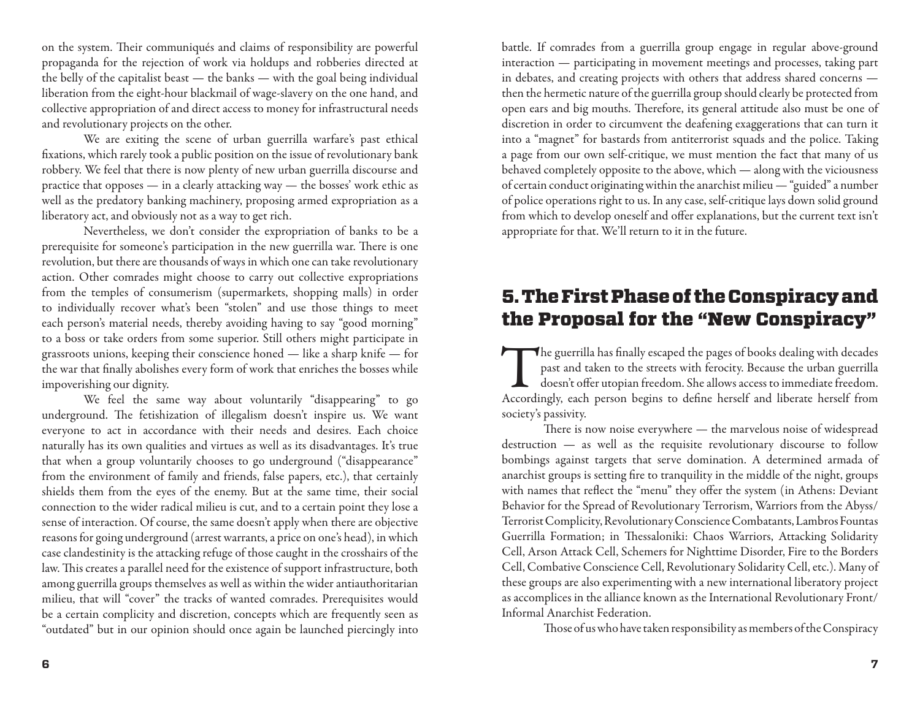on the system. Their communiqués and claims of responsibility are powerful propaganda for the rejection of work via holdups and robberies directed at the belly of the capitalist beast — the banks — with the goal being individual liberation from the eight-hour blackmail of wage-slavery on the one hand, and collective appropriation of and direct access to money for infrastructural needs and revolutionary projects on the other.

We are exiting the scene of urban guerrilla warfare's past ethical fixations, which rarely took a public position on the issue of revolutionary bank robbery. We feel that there is now plenty of new urban guerrilla discourse and practice that opposes — in a clearly attacking way — the bosses' work ethic as well as the predatory banking machinery, proposing armed expropriation as a liberatory act, and obviously not as a way to get rich.

Nevertheless, we don't consider the expropriation of banks to be a prerequisite for someone's participation in the new guerrilla war. There is one revolution, but there are thousands of ways in which one can take revolutionary action. Other comrades might choose to carry out collective expropriations from the temples of consumerism (supermarkets, shopping malls) in order to individually recover what's been "stolen" and use those things to meet each person's material needs, thereby avoiding having to say "good morning" to a boss or take orders from some superior. Still others might participate in grassroots unions, keeping their conscience honed — like a sharp knife — for the war that finally abolishes every form of work that enriches the bosses while impoverishing our dignity.

We feel the same way about voluntarily "disappearing" to go underground. The fetishization of illegalism doesn't inspire us. We want everyone to act in accordance with their needs and desires. Each choice naturally has its own qualities and virtues as well as its disadvantages. It's true that when a group voluntarily chooses to go underground ("disappearance" from the environment of family and friends, false papers, etc.), that certainly shields them from the eyes of the enemy. But at the same time, their social connection to the wider radical milieu is cut, and to a certain point they lose a sense of interaction. Of course, the same doesn't apply when there are objective reasons for going underground (arrest warrants, a price on one's head), in which case clandestinity is the attacking refuge of those caught in the crosshairs of the law. This creates a parallel need for the existence of support infrastructure, both among guerrilla groups themselves as well as within the wider antiauthoritarian milieu, that will "cover" the tracks of wanted comrades. Prerequisites would be a certain complicity and discretion, concepts which are frequently seen as "outdated" but in our opinion should once again be launched piercingly into battle. If comrades from a guerrilla group engage in regular above-ground interaction — participating in movement meetings and processes, taking part in debates, and creating projects with others that address shared concerns — then the hermetic nature of the guerrilla group should clearly be protected from open ears and big mouths. Therefore, its general attitude also must be one of discretion in order to circumvent the deafening exaggerations that can turn it into a "magnet" for bastards from antiterrorist squads and the police. Taking a page from our own self-critique, we must mention the fact that many of us behaved completely opposite to the above, which — along with the viciousness of certain conduct originating within the anarchist milieu — "guided" a number of police operations right to us. In any case, self-critique lays down solid ground from which to develop oneself and offer explanations, but the current text isn't appropriate for that. We'll return to it in the future.

## 5. The First Phase of the Conspiracy and the Proposal for the "New Conspiracy"

The guerrilla has finally escaped the pages of books dealing with decades past and taken to the streets with ferocity. Because the urban guerrilla doesn't offer utopian freedom. She allows access to immediate freedom. Accordingly, each person begins to define herself and liberate herself from society's passivity.

There is now noise everywhere — the marvelous noise of widespread destruction — as well as the requisite revolutionary discourse to follow bombings against targets that serve domination. A determined armada of anarchist groups is setting fire to tranquility in the middle of the night, groups with names that reflect the "menu" they offer the system (in Athens: Deviant Behavior for the Spread of Revolutionary Terrorism, Warriors from the Abyss/Terrorist Complicity, Revolutionary Conscience Combatants, Lambros Fountas Guerrilla Formation; in Thessaloniki: Chaos Warriors, Attacking Solidarity Cell, Arson Attack Cell, Schemers for Nighttime Disorder, Fire to the Borders Cell, Combative Conscience Cell, Revolutionary Solidarity Cell, etc.). Many of these groups are also experimenting with a new international liberatory project as accomplices in the alliance known as the International Revolutionary Front/Informal Anarchist Federation.

Those of us who have taken responsibility as members of the Conspiracy